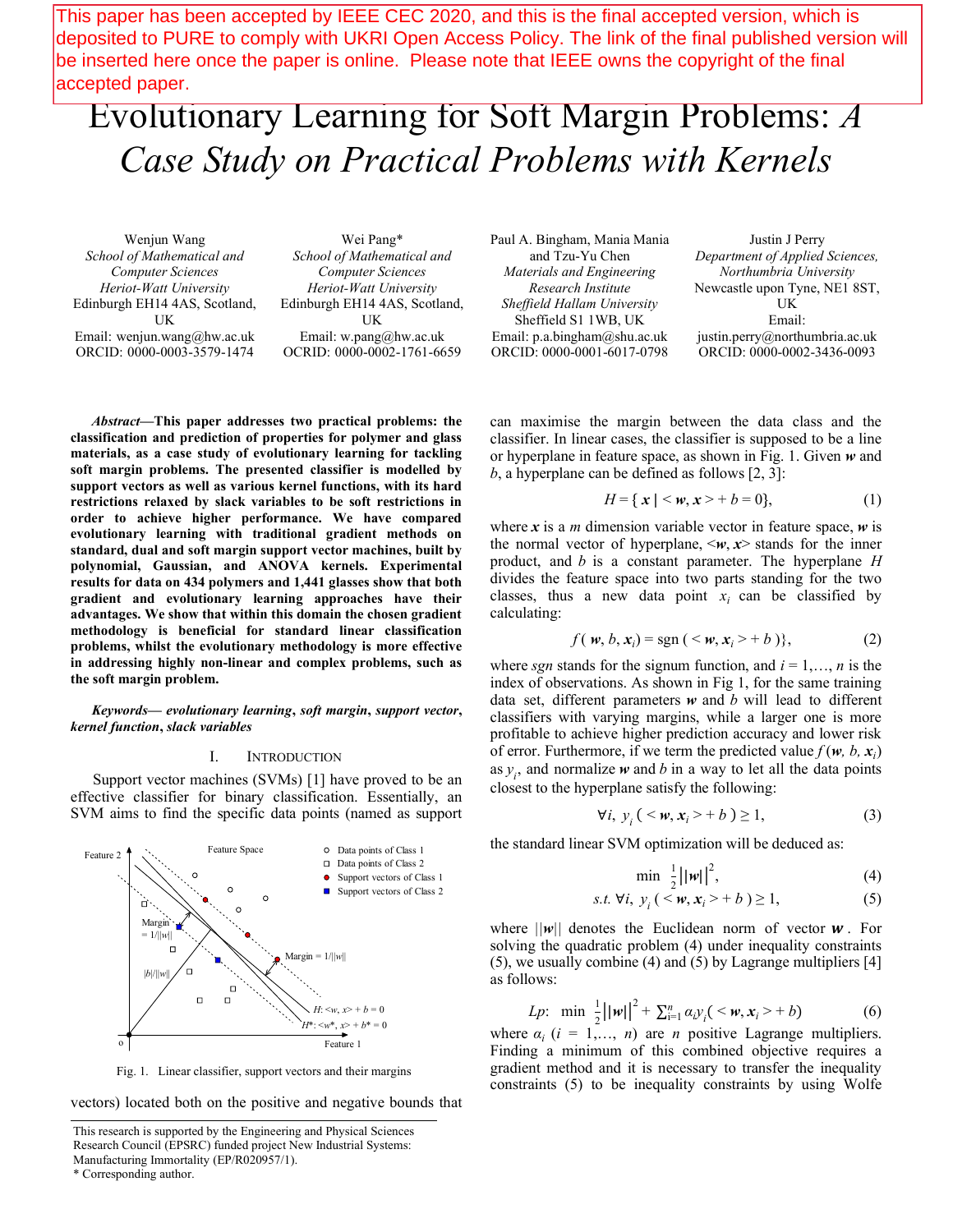This paper has been accepted by IEEE CEC 2020, and this is the final accepted version, which is deposited to PURE to comply with UKRI Open Access Policy. The link of the final published version will be inserted here once the paper is online. Please note that IEEE owns the copyright of the final accepted paper.

# Evolutionary Learning for Soft Margin Problems: *A Case Study on Practical Problems with Kernels*

Wenjun Wang
*School of Mathematical and Computer Sciences*
*Heriot-Watt University*
Edinburgh EH14 4AS, Scotland, UK
Email: wenjun.wang@hw.ac.uk
ORCID: 0000-0003-3579-1474

Wei Pang*
*School of Mathematical and Computer Sciences*
*Heriot-Watt University*
Edinburgh EH14 4AS, Scotland, UK
Email: w.pang@hw.ac.uk
OCRID: 0000-0002-1761-6659

Paul A. Bingham, Mania Mania and Tzu-Yu Chen
*Materials and Engineering Research Institute*
*Sheffield Hallam University*
Sheffield S1 1WB, UK
Email: p.a.bingham@shu.ac.uk
ORCID: 0000-0001-6017-0798

Justin J Perry
*Department of Applied Sciences, Northumbria University*
Newcastle upon Tyne, NE1 8ST, UK
Email: justin.perry@northumbria.ac.uk
ORCID: 0000-0002-3436-0093

***Abstract*—This paper addresses two practical problems: the classification and prediction of properties for polymer and glass materials, as a case study of evolutionary learning for tackling soft margin problems. The presented classifier is modelled by support vectors as well as various kernel functions, with its hard restrictions relaxed by slack variables to be soft restrictions in order to achieve higher performance. We have compared evolutionary learning with traditional gradient methods on standard, dual and soft margin support vector machines, built by polynomial, Gaussian, and ANOVA kernels. Experimental results for data on 434 polymers and 1,441 glasses show that both gradient and evolutionary learning approaches have their advantages. We show that within this domain the chosen gradient methodology is beneficial for standard linear classification problems, whilst the evolutionary methodology is more effective in addressing highly non-linear and complex problems, such as the soft margin problem.**

***Keywords*— *evolutionary learning*, *soft margin*, *support vector*, *kernel function*, *slack variables***

## I. Introduction

Support vector machines (SVMs) [1] have proved to be an effective classifier for binary classification. Essentially, an SVM aims to find the specific data points (named as support vectors) located both on the positive and negative bounds that can maximise the margin between the data class and the classifier. In linear cases, the classifier is supposed to be a line or hyperplane in feature space, as shown in Fig. 1. Given $\boldsymbol{w}$ and $b$, a hyperplane can be defined as follows [2, 3]:

Feature 2
Feature Space
Data points of Class 1
Data points of Class 2
Support vectors of Class 1
Support vectors of Class 2
Margin = 1/||w||
Margin = 1/||w||
|b|/||w||
H: <w, x> + b = 0
H*: <w*, x> + b* = 0
o
Feature 1

Fig. 1. Linear classifier, support vectors and their margins

$$H = \{ \boldsymbol{x} \mid <\boldsymbol{w}, \boldsymbol{x}> + b = 0\}, \tag{1}$$

where $\boldsymbol{x}$ is a $m$ dimension variable vector in feature space, $\boldsymbol{w}$ is the normal vector of hyperplane, $<\boldsymbol{w}, \boldsymbol{x}>$ stands for the inner product, and $b$ is a constant parameter. The hyperplane $H$ divides the feature space into two parts standing for the two classes, thus a new data point $x_i$ can be classified by calculating:

$$f(\boldsymbol{w}, b, \boldsymbol{x}_i) = \text{sgn}(<\boldsymbol{w}, \boldsymbol{x}_i> + b)\}, \tag{2}$$

where *sgn* stands for the signum function, and $i = 1,\ldots, n$ is the index of observations. As shown in Fig 1, for the same training data set, different parameters $\boldsymbol{w}$ and $b$ will lead to different classifiers with varying margins, while a larger one is more profitable to achieve higher prediction accuracy and lower risk of error. Furthermore, if we term the predicted value $f(\boldsymbol{w}, b, \boldsymbol{x}_i)$ as $y_i$, and normalize $\boldsymbol{w}$ and $b$ in a way to let all the data points closest to the hyperplane satisfy the following:

$$\forall i,\ y_i(<\boldsymbol{w}, \boldsymbol{x}_i> + b) \geq 1, \tag{3}$$

the standard linear SVM optimization will be deduced as:

$$\min\ \tfrac{1}{2}||\boldsymbol{w}||^2, \tag{4}$$

$$s.t.\ \forall i,\ y_i(<\boldsymbol{w}, \boldsymbol{x}_i> + b) \geq 1, \tag{5}$$

where $||\boldsymbol{w}||$ denotes the Euclidean norm of vector $\boldsymbol{w}$. For solving the quadratic problem (4) under inequality constraints (5), we usually combine (4) and (5) by Lagrange multipliers [4] as follows:

$$Lp:\ \min\ \tfrac{1}{2}||\boldsymbol{w}||^2 + \textstyle\sum_{i=1}^{n} \alpha_i y_i(<\boldsymbol{w}, \boldsymbol{x}_i> + b) \tag{6}$$

where $\alpha_i$ ($i = 1,\ldots, n$) are $n$ positive Lagrange multipliers. Finding a minimum of this combined objective requires a gradient method and it is necessary to transfer the inequality constraints (5) to be inequality constraints by using Wolfe

This research is supported by the Engineering and Physical Sciences Research Council (EPSRC) funded project New Industrial Systems: Manufacturing Immortality (EP/R020957/1).

\* Corresponding author.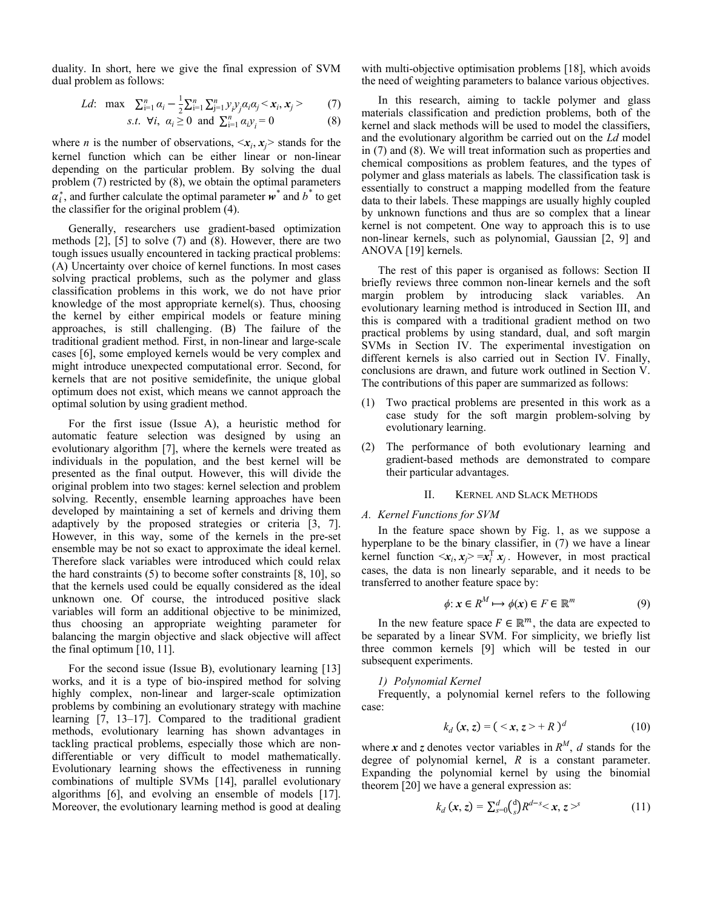duality. In short, here we give the final expression of SVM dual problem as follows:

$$Ld: \ \max \ \sum_{i=1}^{n} \alpha_i - \frac{1}{2}\sum_{i=1}^{n}\sum_{j=1}^{n} y_i y_j \alpha_i \alpha_j < \boldsymbol{x}_i, \boldsymbol{x}_j > \tag{7}$$

$$s.t. \ \forall i, \ \alpha_i \geq 0 \ \text{and} \ \sum_{i=1}^{n} \alpha_i y_i = 0 \tag{8}$$

where $n$ is the number of observations, $<\boldsymbol{x}_i, \boldsymbol{x}_j>$ stands for the kernel function which can be either linear or non-linear depending on the particular problem. By solving the dual problem (7) restricted by (8), we obtain the optimal parameters $\alpha_i^*$, and further calculate the optimal parameter $\boldsymbol{w}^*$ and $b^*$ to get the classifier for the original problem (4).

Generally, researchers use gradient-based optimization methods [2], [5] to solve (7) and (8). However, there are two tough issues usually encountered in tacking practical problems: (A) Uncertainty over choice of kernel functions. In most cases solving practical problems, such as the polymer and glass classification problems in this work, we do not have prior knowledge of the most appropriate kernel(s). Thus, choosing the kernel by either empirical models or feature mining approaches, is still challenging. (B) The failure of the traditional gradient method. First, in non-linear and large-scale cases [6], some employed kernels would be very complex and might introduce unexpected computational error. Second, for kernels that are not positive semidefinite, the unique global optimum does not exist, which means we cannot approach the optimal solution by using gradient method.

For the first issue (Issue A), a heuristic method for automatic feature selection was designed by using an evolutionary algorithm [7], where the kernels were treated as individuals in the population, and the best kernel will be presented as the final output. However, this will divide the original problem into two stages: kernel selection and problem solving. Recently, ensemble learning approaches have been developed by maintaining a set of kernels and driving them adaptively by the proposed strategies or criteria [3, 7]. However, in this way, some of the kernels in the pre-set ensemble may be not so exact to approximate the ideal kernel. Therefore slack variables were introduced which could relax the hard constraints (5) to become softer constraints [8, 10], so that the kernels used could be equally considered as the ideal unknown one. Of course, the introduced positive slack variables will form an additional objective to be minimized, thus choosing an appropriate weighting parameter for balancing the margin objective and slack objective will affect the final optimum [10, 11].

For the second issue (Issue B), evolutionary learning [13] works, and it is a type of bio-inspired method for solving highly complex, non-linear and larger-scale optimization problems by combining an evolutionary strategy with machine learning [7, 13–17]. Compared to the traditional gradient methods, evolutionary learning has shown advantages in tackling practical problems, especially those which are non-differentiable or very difficult to model mathematically. Evolutionary learning shows the effectiveness in running combinations of multiple SVMs [14], parallel evolutionary algorithms [6], and evolving an ensemble of models [17]. Moreover, the evolutionary learning method is good at dealing with multi-objective optimisation problems [18], which avoids the need of weighting parameters to balance various objectives.

In this research, aiming to tackle polymer and glass materials classification and prediction problems, both of the kernel and slack methods will be used to model the classifiers, and the evolutionary algorithm be carried out on the $Ld$ model in (7) and (8). We will treat information such as properties and chemical compositions as problem features, and the types of polymer and glass materials as labels. The classification task is essentially to construct a mapping modelled from the feature data to their labels. These mappings are usually highly coupled by unknown functions and thus are so complex that a linear kernel is not competent. One way to approach this is to use non-linear kernels, such as polynomial, Gaussian [2, 9] and ANOVA [19] kernels.

The rest of this paper is organised as follows: Section II briefly reviews three common non-linear kernels and the soft margin problem by introducing slack variables. An evolutionary learning method is introduced in Section III, and this is compared with a traditional gradient method on two practical problems by using standard, dual, and soft margin SVMs in Section IV. The experimental investigation on different kernels is also carried out in Section IV. Finally, conclusions are drawn, and future work outlined in Section V. The contributions of this paper are summarized as follows:

(1) Two practical problems are presented in this work as a case study for the soft margin problem-solving by evolutionary learning.

(2) The performance of both evolutionary learning and gradient-based methods are demonstrated to compare their particular advantages.

## II. Kernel and Slack Methods

### A. Kernel Functions for SVM

In the feature space shown by Fig. 1, as we suppose a hyperplane to be the binary classifier, in (7) we have a linear kernel function $<\boldsymbol{x}_i, \boldsymbol{x}_j> = \boldsymbol{x}_i^{\mathrm{T}} \boldsymbol{x}_j$. However, in most practical cases, the data is non linearly separable, and it needs to be transferred to another feature space by:

$$\phi: \boldsymbol{x} \in R^M \mapsto \phi(\boldsymbol{x}) \in F \in \mathbb{R}^m \tag{9}$$

In the new feature space $F \in \mathbb{R}^m$, the data are expected to be separated by a linear SVM. For simplicity, we briefly list three common kernels [9] which will be tested in our subsequent experiments.

#### 1) Polynomial Kernel

Frequently, a polynomial kernel refers to the following case:

$$k_d(\boldsymbol{x}, \boldsymbol{z}) = ( < \boldsymbol{x}, \boldsymbol{z} > + R )^d \tag{10}$$

where $\boldsymbol{x}$ and $\boldsymbol{z}$ denotes vector variables in $R^M$, $d$ stands for the degree of polynomial kernel, $R$ is a constant parameter. Expanding the polynomial kernel by using the binomial theorem [20] we have a general expression as:

$$k_d(\boldsymbol{x}, \boldsymbol{z}) = \sum_{s=0}^{d} \binom{d}{s} R^{d-s} < \boldsymbol{x}, \boldsymbol{z} >^s \tag{11}$$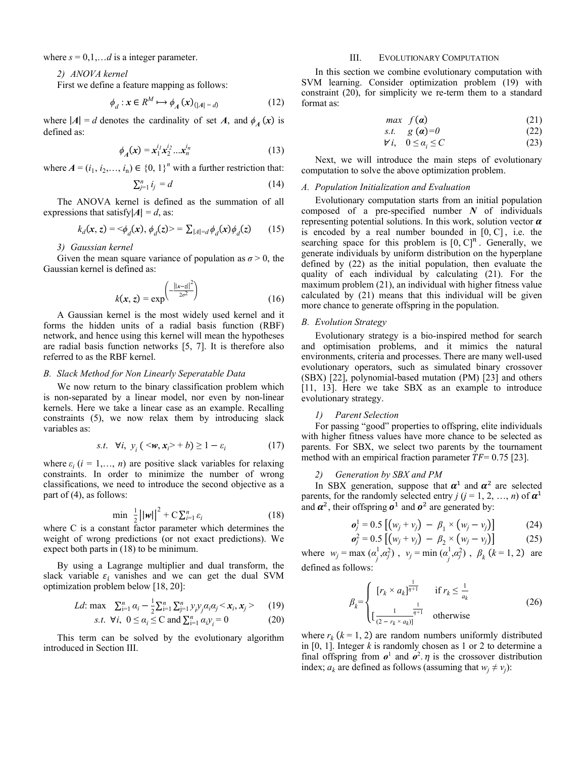where $s = 0,1,\ldots d$ is a integer parameter.

*2) ANOVA kernel*

First we define a feature mapping as follows:

$$\phi_d : \boldsymbol{x} \in R^M \mapsto \phi_{\boldsymbol{A}}(\boldsymbol{x})_{(|\boldsymbol{A}| = d)} \tag{12}$$

where $|\boldsymbol{A}| = d$ denotes the cardinality of set $\boldsymbol{A}$, and $\phi_{\boldsymbol{A}}(\boldsymbol{x})$ is defined as:

$$\phi_{\boldsymbol{A}}(\boldsymbol{x}) = \boldsymbol{x}_1^{i_1}\boldsymbol{x}_2^{i_2}\ldots\boldsymbol{x}_n^{i_n} \tag{13}$$

where $\boldsymbol{A} = (i_1, i_2,\ldots, i_n) \in \{0, 1\}^n$ with a further restriction that:

$$\textstyle\sum_{j=1}^{n} i_j = d \tag{14}$$

The ANOVA kernel is defined as the summation of all expressions that satisfy $|\boldsymbol{A}| = d$, as:

$$k_d(\boldsymbol{x}, \boldsymbol{z}) = <\phi_d(\boldsymbol{x}), \phi_d(\boldsymbol{z})> = \textstyle\sum_{|\boldsymbol{A}|=d} \phi_d(\boldsymbol{x})\phi_d(\boldsymbol{z}) \tag{15}$$

*3) Gaussian kernel*

Given the mean square variance of population as $\sigma > 0$, the Gaussian kernel is defined as:

$$k(\boldsymbol{x}, \boldsymbol{z}) = \exp^{\left(-\frac{\|x-z\|^2}{2\sigma^2}\right)} \tag{16}$$

A Gaussian kernel is the most widely used kernel and it forms the hidden units of a radial basis function (RBF) network, and hence using this kernel will mean the hypotheses are radial basis function networks [5, 7]. It is therefore also referred to as the RBF kernel.

## B. Slack Method for Non Linearly Seperatable Data

We now return to the binary classification problem which is non-separated by a linear model, nor even by non-linear kernels. Here we take a linear case as an example. Recalling constraints (5), we now relax them by introducing slack variables as:

$$s.t. \quad \forall i,\ y_i\,(<\boldsymbol{w}, \boldsymbol{x}_i> + b) \geq 1 - \varepsilon_i \tag{17}$$

where $\varepsilon_i$ ($i = 1,\ldots, n$) are positive slack variables for relaxing constraints. In order to minimize the number of wrong classifications, we need to introduce the second objective as a part of (4), as follows:

$$\min \ \tfrac{1}{2}\|\boldsymbol{w}\|^2 + \mathrm{C}\textstyle\sum_{i=1}^{n} \varepsilon_i \tag{18}$$

where C is a constant factor parameter which determines the weight of wrong predictions (or not exact predictions). We expect both parts in (18) to be minimum.

By using a Lagrange multiplier and dual transform, the slack variable $\varepsilon_i$ vanishes and we can get the dual SVM optimization problem below [18, 20]:

$$Ld\text{: max} \ \ \textstyle\sum_{i=1}^{n} \alpha_i - \frac{1}{2}\sum_{i=1}^{n}\sum_{j=1}^{n} y_i y_j \alpha_i \alpha_j < \boldsymbol{x}_i, \boldsymbol{x}_j > \tag{19}$$

$$s.t. \ \ \forall i,\ 0 \leq \alpha_i \leq \mathrm{C} \text{ and } \textstyle\sum_{i=1}^{n} \alpha_i y_i = 0 \tag{20}$$

This term can be solved by the evolutionary algorithm introduced in Section III.

# III. Evolutionary Computation

In this section we combine evolutionary computation with SVM learning. Consider optimization problem (19) with constraint (20), for simplicity we re-term them to a standard format as:

$$max \ \ f(\boldsymbol{\alpha}) \tag{21}$$

$$s.t. \ \ \ g(\boldsymbol{\alpha}) = 0 \tag{22}$$

$$\forall i, \ \ 0 \leq \alpha_i \leq C \tag{23}$$

Next, we will introduce the main steps of evolutionary computation to solve the above optimization problem.

## A. Population Initialization and Evaluation

Evolutionary computation starts from an initial population composed of a pre-specified number $N$ of individuals representing potential solutions. In this work, solution vector $\boldsymbol{\alpha}$ is encoded by a real number bounded in $[0, \mathrm{C}]$, i.e. the searching space for this problem is $[0, \mathrm{C}]^n$. Generally, we generate individuals by uniform distribution on the hyperplane defined by (22) as the initial population, then evaluate the quality of each individual by calculating (21). For the maximum problem (21), an individual with higher fitness value calculated by (21) means that this individual will be given more chance to generate offspring in the population.

## B. Evolution Strategy

Evolutionary strategy is a bio-inspired method for search and optimisation problems, and it mimics the natural environments, criteria and processes. There are many well-used evolutionary operators, such as simulated binary crossover (SBX) [22], polynomial-based mutation (PM) [23] and others [11, 13]. Here we take SBX as an example to introduce evolutionary strategy.

*1) Parent Selection*

For passing "good" properties to offspring, elite individuals with higher fitness values have more chance to be selected as parents. For SBX, we select two parents by the tournament method with an empirical fraction parameter $TF$= 0.75 [23].

*2) Generation by SBX and PM*

In SBX generation, suppose that $\boldsymbol{\alpha}^1$ and $\boldsymbol{\alpha}^2$ are selected parents, for the randomly selected entry $j$ ($j = 1, 2, \ldots, n$) of $\boldsymbol{\alpha}^1$ and $\boldsymbol{\alpha}^2$, their offspring $\boldsymbol{o}^1$ and $\boldsymbol{o}^2$ are generated by:

$$\boldsymbol{o}_j^1 = 0.5\left[\left(w_j + v_j\right) - \beta_1 \times \left(w_j - v_j\right)\right] \tag{24}$$

$$\boldsymbol{o}_j^2 = 0.5\left[\left(w_j + v_j\right) - \beta_2 \times \left(w_j - v_j\right)\right] \tag{25}$$

where $w_j = \max(\alpha_j^1, \alpha_j^2)$, $v_j = \min(\alpha_j^1, \alpha_j^2)$, $\beta_k$ $(k = 1, 2)$ are defined as follows:

$$\beta_k = \begin{cases} [r_k \times a_k]^{\frac{1}{\eta+1}} & \text{if } r_k \leq \frac{1}{a_k} \\ [\frac{1}{(2 - r_k \times a_k)}]^{\frac{1}{\eta+1}} & \text{otherwise} \end{cases} \tag{26}$$

where $r_k$ $(k = 1, 2)$ are random numbers uniformly distributed in $[0, 1]$. Integer $k$ is randomly chosen as 1 or 2 to determine a final offspring from $o^1$ and $o^2$. $\eta$ is the crossover distribution index; $a_k$ are defined as follows (assuming that $w_j \neq v_j$):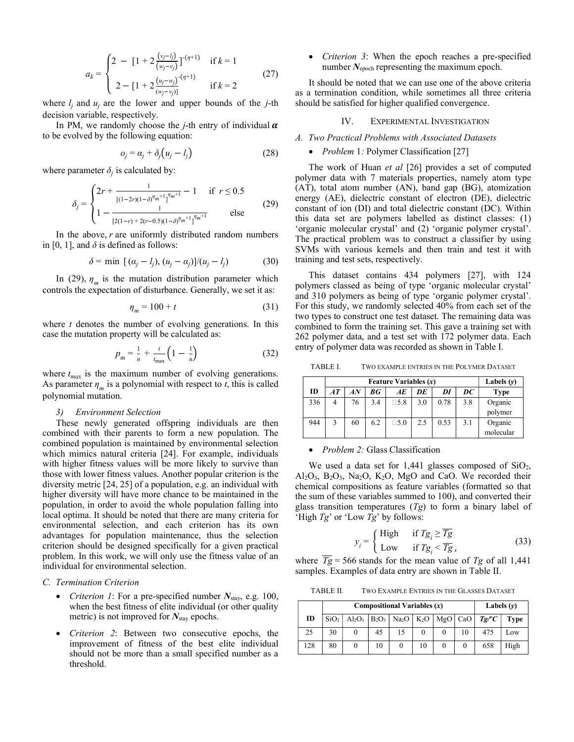$$a_k = \begin{cases} 2 - [1 + 2\frac{(v_j - l_j)}{(w_j - v_j)}]^{-(\eta+1)} & \text{if } k = 1 \\ 2 - [1 + 2\frac{(u_j - w_j)}{(w_j - v_j)]}]^{-(\eta+1)} & \text{if } k = 2 \end{cases} \tag{27}$$

where $l_j$ and $u_j$ are the lower and upper bounds of the $j$-th decision variable, respectively.

In PM, we randomly choose the $j$-th entry of individual $\boldsymbol{\alpha}$ to be evolved by the following equation:

$$o_j = \alpha_j + \delta_j(u_j - l_j) \tag{28}$$

where parameter $\delta_j$ is calculated by:

$$\delta_j = \begin{cases} 2r + \frac{1}{[(1-2r)(1-\delta)^{\eta_m+1}]^{\eta_m+1}} - 1 & \text{if } r \leq 0.5 \\ 1 - \frac{1}{[2(1-r) + 2(r-0.5)(1-\delta)^{\eta_m+1}]^{\eta_m+1}} & \text{else} \end{cases} \tag{29}$$

In the above, $r$ are uniformly distributed random numbers in [0, 1], and $\delta$ is defined as follows:

$$\delta = \min\ [(\alpha_j - l_j), (u_j - \alpha_j)]/(u_j - l_j) \tag{30}$$

In (29), $\eta_m$ is the mutation distribution parameter which controls the expectation of disturbance. Generally, we set it as:

$$\eta_m = 100 + t \tag{31}$$

where $t$ denotes the number of evolving generations. In this case the mutation property will be calculated as:

$$p_m = \frac{1}{n} + \frac{t}{t_{\max}}\left(1 - \frac{1}{n}\right) \tag{32}$$

where $t_{max}$ is the maximum number of evolving generations. As parameter $\eta_m$ is a polynomial with respect to $t$, this is called polynomial mutation.

#### 3) Environment Selection

These newly generated offspring individuals are then combined with their parents to form a new population. The combined population is maintained by environmental selection which mimics natural criteria [24]. For example, individuals with higher fitness values will be more likely to survive than those with lower fitness values. Another popular criterion is the diversity metric [24, 25] of a population, e.g. an individual with higher diversity will have more chance to be maintained in the population, in order to avoid the whole population falling into local optima. It should be noted that there are many criteria for environmental selection, and each criterion has its own advantages for population maintenance, thus the selection criterion should be designed specifically for a given practical problem. In this work, we will only use the fitness value of an individual for environmental selection.

### C. Termination Criterion

- *Criterion 1*: For a pre-specified number $N_{\text{stay}}$, e.g. 100, when the best fitness of elite individual (or other quality metric) is not improved for $N_{\text{stay}}$ epochs.
- *Criterion 2*: Between two consecutive epochs, the improvement of fitness of the best elite individual should not be more than a small specified number as a threshold.
- *Criterion 3*: When the epoch reaches a pre-specified number $N_{\text{epoch}}$ representing the maximum epoch.

It should be noted that we can use one of the above criteria as a termination condition, while sometimes all three criteria should be satisfied for higher qualified convergence.

## IV. Experimental Investigation

### A. Two Practical Problems with Associated Datasets

- *Problem* 1*:* Polymer Classification [27]

The work of Huan *et al* [26] provides a set of computed polymer data with 7 materials properties, namely atom type (AT), total atom number (AN), band gap (BG), atomization energy (AE), dielectric constant of electron (DE), dielectric constant of ion (DI) and total dielectric constant (DC). Within this data set are polymers labelled as distinct classes: (1) 'organic molecular crystal' and (2) 'organic polymer crystal'. The practical problem was to construct a classifier by using SVMs with various kernels and then train and test it with training and test sets, respectively.

This dataset contains 434 polymers [27], with 124 polymers classed as being of type 'organic molecular crystal' and 310 polymers as being of type 'organic polymer crystal'. For this study, we randomly selected 40% from each set of the two types to construct one test dataset. The remaining data was combined to form the training set. This gave a training set with 262 polymer data, and a test set with 172 polymer data. Each entry of polymer data was recorded as shown in Table I.

TABLE I. Two Example Entries in the Polymer Dataset

| | Feature Variables (*x*) | | | | | | | Labels (*y*) |
|---|---|---|---|---|---|---|---|---|
| **ID** | ***AT*** | ***AN*** | ***BG*** | ***AE*** | ***DE*** | ***DI*** | ***DC*** | **Type** |
| 336 | 4 | 76 | 3.4 | −5.8 | 3.0 | 0.78 | 3.8 | Organic polymer |
| 944 | 3 | 60 | 6.2 | −5.0 | 2.5 | 0.53 | 3.1 | Organic molecular |

- *Problem 2:* Glass Classification

We used a data set for 1,441 glasses composed of $SiO_2$, $Al_2O_3$, $B_2O_3$, $Na_2O$, $K_2O$, MgO and CaO. We recorded their chemical compositions as feature variables (formatted so that the sum of these variables summed to 100), and converted their glass transition temperatures ($Tg$) to form a binary label of 'High $Tg$' or 'Low $Tg$' by follows:

$$y_i = \begin{cases} \text{High} & \text{if } Tg_i \geq \overline{Tg} \\ \text{Low} & \text{if } Tg_i < \overline{Tg}\,, \end{cases} \tag{33}$$

where $\overline{Tg} = 566$ stands for the mean value of $Tg$ of all 1,441 samples. Examples of data entry are shown in Table II.

TABLE II. Two Example Entries in the Glasses Dataset

| | Compositional Variables (*x*) | | | | | | | Labels (*y*) | |
|---|---|---|---|---|---|---|---|---|---|
| **ID** | $SiO_2$ | $Al_2O_3$ | $B_2O_3$ | $Na_2O$ | $K_2O$ | MgO | CaO | ***Tg/°C*** | **Type** |
| 25 | 30 | 0 | 45 | 15 | 0 | 0 | 10 | 475 | Low |
| 128 | 80 | 0 | 10 | 0 | 10 | 0 | 0 | 658 | High |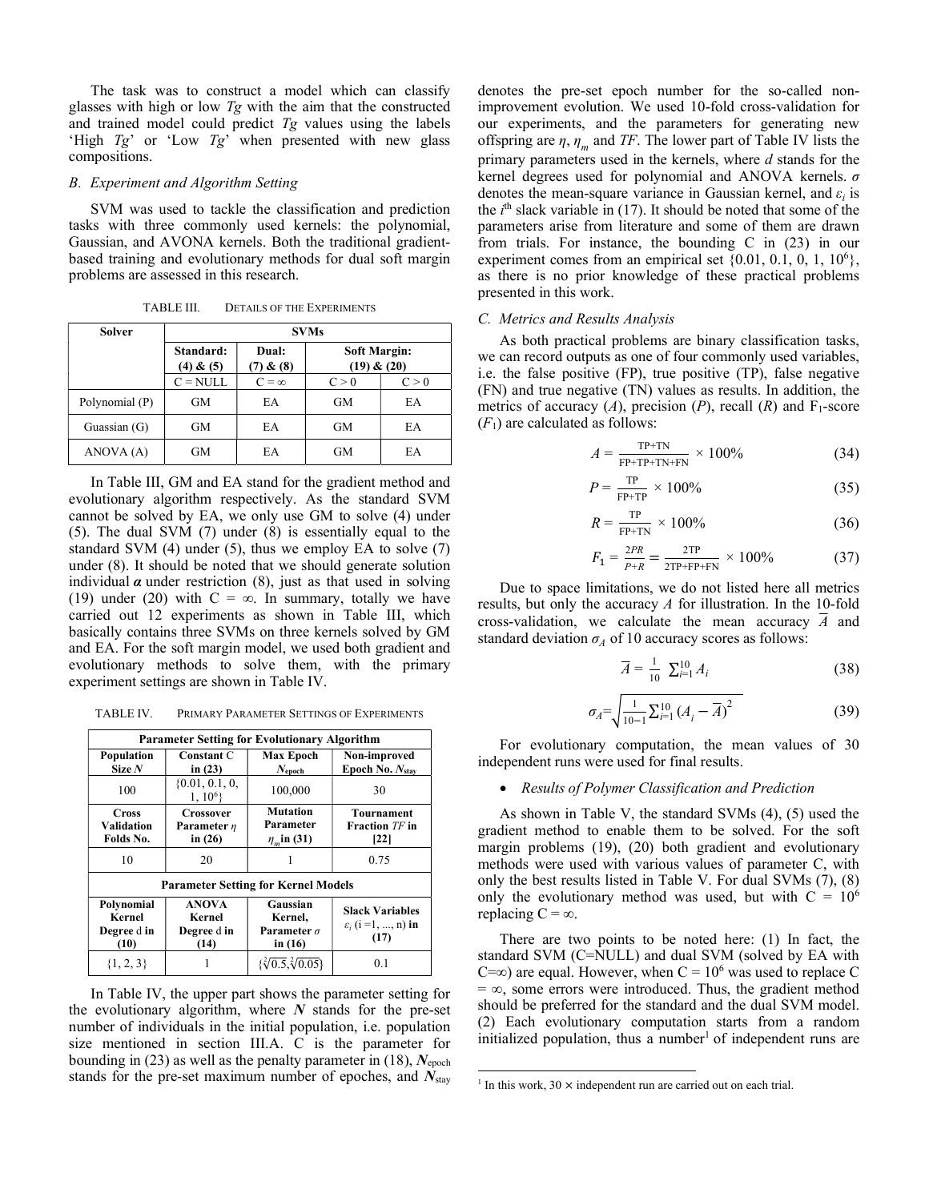The task was to construct a model which can classify glasses with high or low *Tg* with the aim that the constructed and trained model could predict *Tg* values using the labels 'High *Tg*' or 'Low *Tg*' when presented with new glass compositions.

### B. Experiment and Algorithm Setting

SVM was used to tackle the classification and prediction tasks with three commonly used kernels: the polynomial, Gaussian, and AVONA kernels. Both the traditional gradient-based training and evolutionary methods for dual soft margin problems are assessed in this research.

TABLE III. DETAILS OF THE EXPERIMENTS

| Solver | SVMs | | | |
|---|---|---|---|---|
| | Standard: (4) & (5) | Dual: (7) & (8) | Soft Margin: (19) & (20) | |
| | C = NULL | C = ∞ | C > 0 | C > 0 |
| Polynomial (P) | GM | EA | GM | EA |
| Guassian (G) | GM | EA | GM | EA |
| ANOVA (A) | GM | EA | GM | EA |

In Table III, GM and EA stand for the gradient method and evolutionary algorithm respectively. As the standard SVM cannot be solved by EA, we only use GM to solve (4) under (5). The dual SVM (7) under (8) is essentially equal to the standard SVM (4) under (5), thus we employ EA to solve (7) under (8). It should be noted that we should generate solution individual $\boldsymbol{\alpha}$ under restriction (8), just as that used in solving (19) under (20) with C = ∞. In summary, totally we have carried out 12 experiments as shown in Table III, which basically contains three SVMs on three kernels solved by GM and EA. For the soft margin model, we used both gradient and evolutionary methods to solve them, with the primary experiment settings are shown in Table IV.

TABLE IV. PRIMARY PARAMETER SETTINGS OF EXPERIMENTS

| Parameter Setting for Evolutionary Algorithm | | | |
|---|---|---|---|
| Population Size $N$ | Constant C in (23) | Max Epoch $N_{epoch}$ | Non-improved Epoch No. $N_{stay}$ |
| 100 | {0.01, 0.1, 0, 1, $10^6$} | 100,000 | 30 |
| Cross Validation Folds No. | Crossover Parameter $\eta$ in (26) | Mutation Parameter $\eta_m$ in (31) | Tournament Fraction *TF* in [22] |
| 10 | 20 | 1 | 0.75 |
| **Parameter Setting for Kernel Models** | | | |
| Polynomial Kernel Degree d in (10) | ANOVA Kernel Degree d in (14) | Gaussian Kernel, Parameter $\sigma$ in (16) | Slack Variables $\varepsilon_i$ (i =1, ..., n) in (17) |
| {1, 2, 3} | 1 | $\{\sqrt[2]{0.5}, \sqrt[2]{0.05}\}$ | 0.1 |

In Table IV, the upper part shows the parameter setting for the evolutionary algorithm, where $N$ stands for the pre-set number of individuals in the initial population, i.e. population size mentioned in section III.A. C is the parameter for bounding in (23) as well as the penalty parameter in (18), $N_{epoch}$ stands for the pre-set maximum number of epoches, and $N_{stay}$ denotes the pre-set epoch number for the so-called non-improvement evolution. We used 10-fold cross-validation for our experiments, and the parameters for generating new offspring are $\eta$, $\eta_m$ and *TF*. The lower part of Table IV lists the primary parameters used in the kernels, where $d$ stands for the kernel degrees used for polynomial and ANOVA kernels. $\sigma$ denotes the mean-square variance in Gaussian kernel, and $\varepsilon_i$ is the $i^{th}$ slack variable in (17). It should be noted that some of the parameters arise from literature and some of them are drawn from trials. For instance, the bounding C in (23) in our experiment comes from an empirical set {0.01, 0.1, 0, 1, $10^6$}, as there is no prior knowledge of these practical problems presented in this work.

### C. Metrics and Results Analysis

As both practical problems are binary classification tasks, we can record outputs as one of four commonly used variables, i.e. the false positive (FP), true positive (TP), false negative (FN) and true negative (TN) values as results. In addition, the metrics of accuracy ($A$), precision ($P$), recall ($R$) and $F_1$-score ($F_1$) are calculated as follows:

$$A = \frac{\text{TP+TN}}{\text{FP+TP+TN+FN}} \times 100\% \tag{34}$$

$$P = \frac{\text{TP}}{\text{FP+TP}} \times 100\% \tag{35}$$

$$R = \frac{\text{TP}}{\text{FP+TN}} \times 100\% \tag{36}$$

$$F_1 = \frac{2PR}{P+R} = \frac{2\text{TP}}{2\text{TP+FP+FN}} \times 100\% \tag{37}$$

Due to space limitations, we do not listed here all metrics results, but only the accuracy $A$ for illustration. In the 10-fold cross-validation, we calculate the mean accuracy $\overline{A}$ and standard deviation $\sigma_A$ of 10 accuracy scores as follows:

$$\overline{A} = \frac{1}{10} \sum_{i=1}^{10} A_i \tag{38}$$

$$\sigma_A = \sqrt{\frac{1}{10-1}\sum_{i=1}^{10} (A_i - \overline{A})^2} \tag{39}$$

For evolutionary computation, the mean values of 30 independent runs were used for final results.

- *Results of Polymer Classification and Prediction*

As shown in Table V, the standard SVMs (4), (5) used the gradient method to enable them to be solved. For the soft margin problems (19), (20) both gradient and evolutionary methods were used with various values of parameter C, with only the best results listed in Table V. For dual SVMs (7), (8) only the evolutionary method was used, but with C = $10^6$ replacing C = ∞.

There are two points to be noted here: (1) In fact, the standard SVM (C=NULL) and dual SVM (solved by EA with C=∞) are equal. However, when C = $10^6$ was used to replace C = ∞, some errors were introduced. Thus, the gradient method should be preferred for the standard and the dual SVM model. (2) Each evolutionary computation starts from a random initialized population, thus a number[1] of independent runs are

[1] In this work, 30 × independent run are carried out on each trial.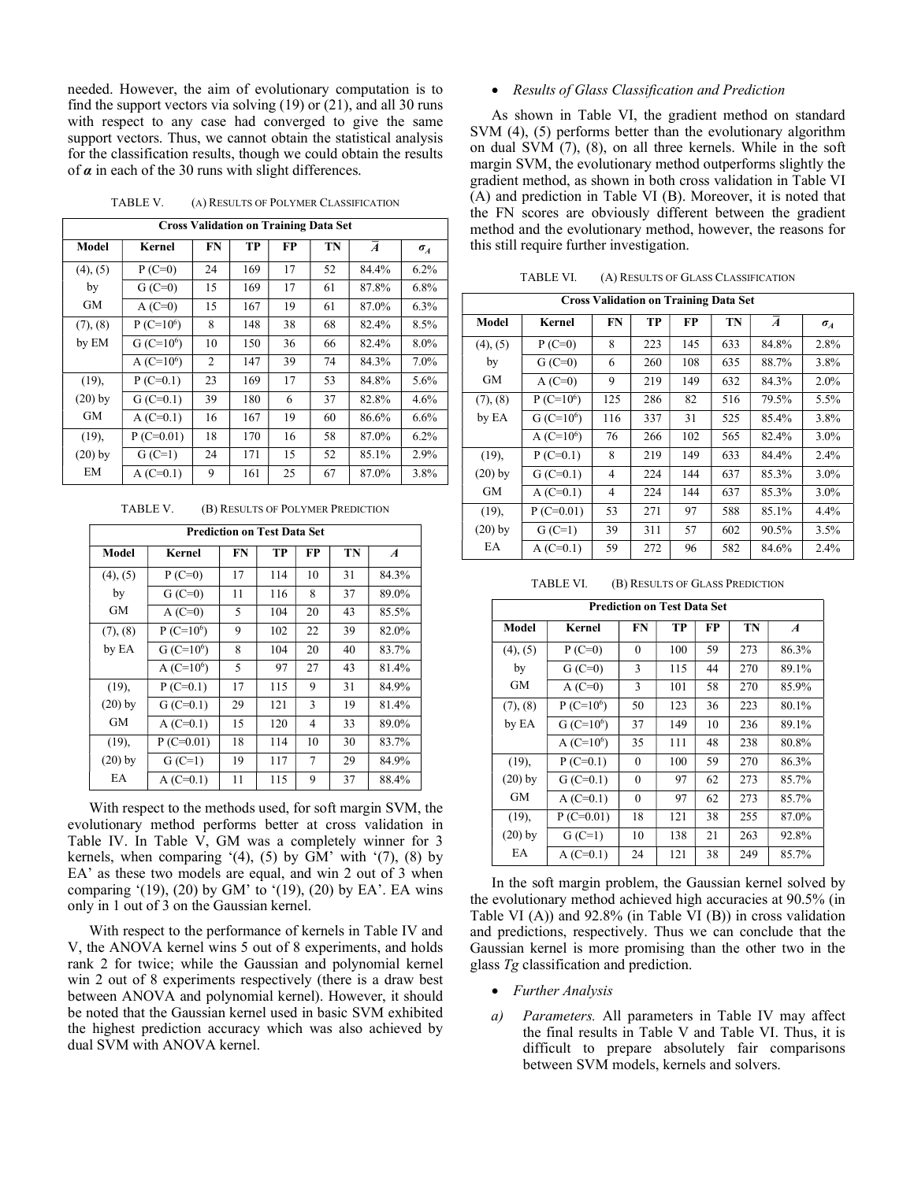needed. However, the aim of evolutionary computation is to find the support vectors via solving (19) or (21), and all 30 runs with respect to any case had converged to give the same support vectors. Thus, we cannot obtain the statistical analysis for the classification results, though we could obtain the results of $\boldsymbol{\alpha}$ in each of the 30 runs with slight differences.

TABLE V. (A) RESULTS OF POLYMER CLASSIFICATION

| Cross Validation on Training Data Set | | | | | | | |
|---|---|---|---|---|---|---|---|
| **Model** | **Kernel** | **FN** | **TP** | **FP** | **TN** | $\bar{A}$ | $\sigma_A$ |
| (4), (5) by GM | P (C=0) | 24 | 169 | 17 | 52 | 84.4% | 6.2% |
| | G (C=0) | 15 | 169 | 17 | 61 | 87.8% | 6.8% |
| | A (C=0) | 15 | 167 | 19 | 61 | 87.0% | 6.3% |
| (7), (8) by EM | P (C=$10^6$) | 8 | 148 | 38 | 68 | 82.4% | 8.5% |
| | G (C=$10^6$) | 10 | 150 | 36 | 66 | 82.4% | 8.0% |
| | A (C=$10^6$) | 2 | 147 | 39 | 74 | 84.3% | 7.0% |
| (19), (20) by GM | P (C=0.1) | 23 | 169 | 17 | 53 | 84.8% | 5.6% |
| | G (C=0.1) | 39 | 180 | 6 | 37 | 82.8% | 4.6% |
| | A (C=0.1) | 16 | 167 | 19 | 60 | 86.6% | 6.6% |
| (19), (20) by EM | P (C=0.01) | 18 | 170 | 16 | 58 | 87.0% | 6.2% |
| | G (C=1) | 24 | 171 | 15 | 52 | 85.1% | 2.9% |
| | A (C=0.1) | 9 | 161 | 25 | 67 | 87.0% | 3.8% |

TABLE V. (B) RESULTS OF POLYMER PREDICTION

| Prediction on Test Data Set | | | | | | |
|---|---|---|---|---|---|---|
| **Model** | **Kernel** | **FN** | **TP** | **FP** | **TN** | $A$ |
| (4), (5) by GM | P (C=0) | 17 | 114 | 10 | 31 | 84.3% |
| | G (C=0) | 11 | 116 | 8 | 37 | 89.0% |
| | A (C=0) | 5 | 104 | 20 | 43 | 85.5% |
| (7), (8) by EA | P (C=$10^6$) | 9 | 102 | 22 | 39 | 82.0% |
| | G (C=$10^6$) | 8 | 104 | 20 | 40 | 83.7% |
| | A (C=$10^6$) | 5 | 97 | 27 | 43 | 81.4% |
| (19), (20) by GM | P (C=0.1) | 17 | 115 | 9 | 31 | 84.9% |
| | G (C=0.1) | 29 | 121 | 3 | 19 | 81.4% |
| | A (C=0.1) | 15 | 120 | 4 | 33 | 89.0% |
| (19), (20) by EA | P (C=0.01) | 18 | 114 | 10 | 30 | 83.7% |
| | G (C=1) | 19 | 117 | 7 | 29 | 84.9% |
| | A (C=0.1) | 11 | 115 | 9 | 37 | 88.4% |

With respect to the methods used, for soft margin SVM, the evolutionary method performs better at cross validation in Table IV. In Table V, GM was a completely winner for 3 kernels, when comparing '(4), (5) by GM' with '(7), (8) by EA' as these two models are equal, and win 2 out of 3 when comparing '(19), (20) by GM' to '(19), (20) by EA'. EA wins only in 1 out of 3 on the Gaussian kernel.

With respect to the performance of kernels in Table IV and V, the ANOVA kernel wins 5 out of 8 experiments, and holds rank 2 for twice; while the Gaussian and polynomial kernel win 2 out of 8 experiments respectively (there is a draw best between ANOVA and polynomial kernel). However, it should be noted that the Gaussian kernel used in basic SVM exhibited the highest prediction accuracy which was also achieved by dual SVM with ANOVA kernel.

- *Results of Glass Classification and Prediction*

As shown in Table VI, the gradient method on standard SVM (4), (5) performs better than the evolutionary algorithm on dual SVM (7), (8), on all three kernels. While in the soft margin SVM, the evolutionary method outperforms slightly the gradient method, as shown in both cross validation in Table VI (A) and prediction in Table VI (B). Moreover, it is noted that the FN scores are obviously different between the gradient method and the evolutionary method, however, the reasons for this still require further investigation.

TABLE VI. (A) RESULTS OF GLASS CLASSIFICATION

| Cross Validation on Training Data Set | | | | | | | |
|---|---|---|---|---|---|---|---|
| **Model** | **Kernel** | **FN** | **TP** | **FP** | **TN** | $\bar{A}$ | $\sigma_A$ |
| (4), (5) by GM | P (C=0) | 8 | 223 | 145 | 633 | 84.8% | 2.8% |
| | G (C=0) | 6 | 260 | 108 | 635 | 88.7% | 3.8% |
| | A (C=0) | 9 | 219 | 149 | 632 | 84.3% | 2.0% |
| (7), (8) by EA | P (C=$10^6$) | 125 | 286 | 82 | 516 | 79.5% | 5.5% |
| | G (C=$10^6$) | 116 | 337 | 31 | 525 | 85.4% | 3.8% |
| | A (C=$10^6$) | 76 | 266 | 102 | 565 | 82.4% | 3.0% |
| (19), (20) by GM | P (C=0.1) | 8 | 219 | 149 | 633 | 84.4% | 2.4% |
| | G (C=0.1) | 4 | 224 | 144 | 637 | 85.3% | 3.0% |
| | A (C=0.1) | 4 | 224 | 144 | 637 | 85.3% | 3.0% |
| (19), (20) by EA | P (C=0.01) | 53 | 271 | 97 | 588 | 85.1% | 4.4% |
| | G (C=1) | 39 | 311 | 57 | 602 | 90.5% | 3.5% |
| | A (C=0.1) | 59 | 272 | 96 | 582 | 84.6% | 2.4% |

TABLE VI. (B) RESULTS OF GLASS PREDICTION

| Prediction on Test Data Set | | | | | | |
|---|---|---|---|---|---|---|
| **Model** | **Kernel** | **FN** | **TP** | **FP** | **TN** | $A$ |
| (4), (5) by GM | P (C=0) | 0 | 100 | 59 | 273 | 86.3% |
| | G (C=0) | 3 | 115 | 44 | 270 | 89.1% |
| | A (C=0) | 3 | 101 | 58 | 270 | 85.9% |
| (7), (8) by EA | P (C=$10^6$) | 50 | 123 | 36 | 223 | 80.1% |
| | G (C=$10^6$) | 37 | 149 | 10 | 236 | 89.1% |
| | A (C=$10^6$) | 35 | 111 | 48 | 238 | 80.8% |
| (19), (20) by GM | P (C=0.1) | 0 | 100 | 59 | 270 | 86.3% |
| | G (C=0.1) | 0 | 97 | 62 | 273 | 85.7% |
| | A (C=0.1) | 0 | 97 | 62 | 273 | 85.7% |
| (19), (20) by EA | P (C=0.01) | 18 | 121 | 38 | 255 | 87.0% |
| | G (C=1) | 10 | 138 | 21 | 263 | 92.8% |
| | A (C=0.1) | 24 | 121 | 38 | 249 | 85.7% |

In the soft margin problem, the Gaussian kernel solved by the evolutionary method achieved high accuracies at 90.5% (in Table VI (A)) and 92.8% (in Table VI (B)) in cross validation and predictions, respectively. Thus we can conclude that the Gaussian kernel is more promising than the other two in the glass *Tg* classification and prediction.

- *Further Analysis*

*a) Parameters.* All parameters in Table IV may affect the final results in Table V and Table VI. Thus, it is difficult to prepare absolutely fair comparisons between SVM models, kernels and solvers.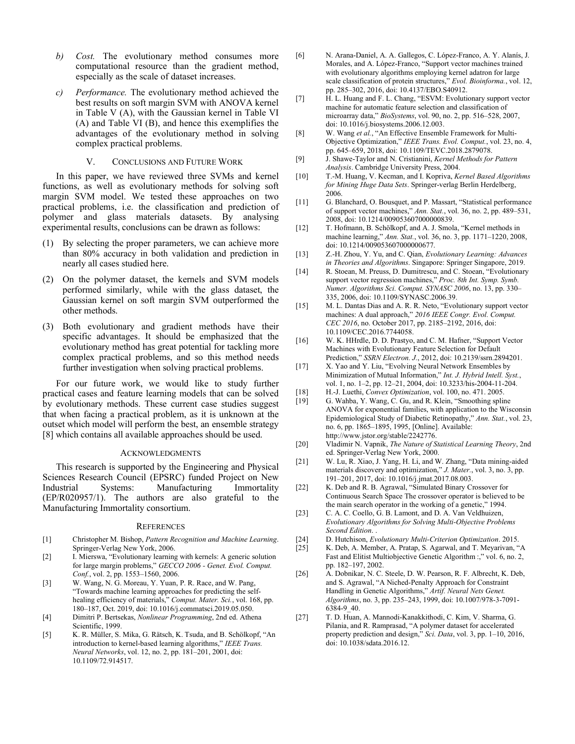*b) Cost.* The evolutionary method consumes more computational resource than the gradient method, especially as the scale of dataset increases.

*c) Performance.* The evolutionary method achieved the best results on soft margin SVM with ANOVA kernel in Table V (A), with the Gaussian kernel in Table VI (A) and Table VI (B), and hence this exemplifies the advantages of the evolutionary method in solving complex practical problems.

## V. CONCLUSIONS AND FUTURE WORK

In this paper, we have reviewed three SVMs and kernel functions, as well as evolutionary methods for solving soft margin SVM model. We tested these approaches on two practical problems, i.e. the classification and prediction of polymer and glass materials datasets. By analysing experimental results, conclusions can be drawn as follows:

(1) By selecting the proper parameters, we can achieve more than 80% accuracy in both validation and prediction in nearly all cases studied here.

(2) On the polymer dataset, the kernels and SVM models performed similarly, while with the glass dataset, the Gaussian kernel on soft margin SVM outperformed the other methods.

(3) Both evolutionary and gradient methods have their specific advantages. It should be emphasized that the evolutionary method has great potential for tackling more complex practical problems, and so this method needs further investigation when solving practical problems.

For our future work, we would like to study further practical cases and feature learning models that can be solved by evolutionary methods. These current case studies suggest that when facing a practical problem, as it is unknown at the outset which model will perform the best, an ensemble strategy [8] which contains all available approaches should be used.

## ACKNOWLEDGMENTS

This research is supported by the Engineering and Physical Sciences Research Council (EPSRC) funded Project on New Industrial Systems: Manufacturing Immortality (EP/R020957/1). The authors are also grateful to the Manufacturing Immortality consortium.

## REFERENCES

[1] Christopher M. Bishop, *Pattern Recognition and Machine Learning*. Springer-Verlag New York, 2006.

[2] I. Mierswa, "Evolutionary learning with kernels: A generic solution for large margin problems," *GECCO 2006 - Genet. Evol. Comput. Conf.*, vol. 2, pp. 1553–1560, 2006.

[3] W. Wang, N. G. Moreau, Y. Yuan, P. R. Race, and W. Pang, "Towards machine learning approaches for predicting the self-healing efficiency of materials," *Comput. Mater. Sci.*, vol. 168, pp. 180–187, Oct. 2019, doi: 10.1016/j.commatsci.2019.05.050.

[4] Dimitri P. Bertsekas, *Nonlinear Programming*, 2nd ed. Athena Scientific, 1999.

[5] K. R. Müller, S. Mika, G. Rätsch, K. Tsuda, and B. Schölkopf, "An introduction to kernel-based learning algorithms," *IEEE Trans. Neural Networks*, vol. 12, no. 2, pp. 181–201, 2001, doi: 10.1109/72.914517.

[6] N. Arana-Daniel, A. A. Gallegos, C. López-Franco, A. Y. Alanís, J. Morales, and A. López-Franco, "Support vector machines trained with evolutionary algorithms employing kernel adatron for large scale classification of protein structures," *Evol. Bioinforma.*, vol. 12, pp. 285–302, 2016, doi: 10.4137/EBO.S40912.

[7] H. L. Huang and F. L. Chang, "ESVM: Evolutionary support vector machine for automatic feature selection and classification of microarray data," *BioSystems*, vol. 90, no. 2, pp. 516–528, 2007, doi: 10.1016/j.biosystems.2006.12.003.

[8] W. Wang *et al.*, "An Effective Ensemble Framework for Multi-Objective Optimization," *IEEE Trans. Evol. Comput.*, vol. 23, no. 4, pp. 645–659, 2018, doi: 10.1109/TEVC.2018.2879078.

[9] J. Shawe-Taylor and N. Cristianini, *Kernel Methods for Pattern Analysis*. Cambridge University Press, 2004.

[10] T.-M. Huang, V. Kecman, and I. Kopriva, *Kernel Based Algorithms for Mining Huge Data Sets*. Springer-verlag Berlin Herdelberg, 2006.

[11] G. Blanchard, O. Bousquet, and P. Massart, "Statistical performance of support vector machines," *Ann. Stat.*, vol. 36, no. 2, pp. 489–531, 2008, doi: 10.1214/009053607000000839.

[12] T. Hofmann, B. Schölkopf, and A. J. Smola, "Kernel methods in machine learning," *Ann. Stat.*, vol. 36, no. 3, pp. 1171–1220, 2008, doi: 10.1214/009053607000000677.

[13] Z.-H. Zhou, Y. Yu, and C. Qian, *Evolutionary Learning: Advances in Theories and Algorithms*. Singapore: Springer Singapore, 2019.

[14] R. Stoean, M. Preuss, D. Dumitrescu, and C. Stoean, "Evolutionary support vector regression machines," *Proc. 8th Int. Symp. Symb. Numer. Algorithms Sci. Comput. SYNASC 2006*, no. 13, pp. 330–335, 2006, doi: 10.1109/SYNASC.2006.39.

[15] M. L. Dantas Dias and A. R. R. Neto, "Evolutionary support vector machines: A dual approach," *2016 IEEE Congr. Evol. Comput. CEC 2016*, no. October 2017, pp. 2185–2192, 2016, doi: 10.1109/CEC.2016.7744058.

[16] W. K. HHrdle, D. D. Prastyo, and C. M. Hafner, "Support Vector Machines with Evolutionary Feature Selection for Default Prediction," *SSRN Electron. J.*, 2012, doi: 10.2139/ssrn.2894201.

[17] X. Yao and Y. Liu, "Evolving Neural Network Ensembles by Minimization of Mutual Information," *Int. J. Hybrid Intell. Syst.*, vol. 1, no. 1–2, pp. 12–21, 2004, doi: 10.3233/his-2004-11-204.

[18] H.-J. Luethi, *Convex Optimization*, vol. 100, no. 471. 2005.

[19] G. Wahba, Y. Wang, C. Gu, and R. Klein, "Smoothing spline ANOVA for exponential families, with application to the Wisconsin Epidemiological Study of Diabetic Retinopathy," *Ann. Stat.*, vol. 23, no. 6, pp. 1865–1895, 1995, [Online]. Available: http://www.jstor.org/stable/2242776.

[20] Vladimir N. Vapnik, *The Nature of Statistical Learning Theory*, 2nd ed. Springer-Verlag New York, 2000.

[21] W. Lu, R. Xiao, J. Yang, H. Li, and W. Zhang, "Data mining-aided materials discovery and optimization," *J. Mater.*, vol. 3, no. 3, pp. 191–201, 2017, doi: 10.1016/j.jmat.2017.08.003.

[22] K. Deb and R. B. Agrawal, "Simulated Binary Crossover for Continuous Search Space The crossover operator is believed to be the main search operator in the working of a genetic," 1994.

[23] C. A. C. Coello, G. B. Lamont, and D. A. Van Veldhuizen, *Evolutionary Algorithms for Solving Multi-Objective Problems Second Edition*. .

[24] D. Hutchison, *Evolutionary Multi-Criterion Optimization*. 2015.

[25] K. Deb, A. Member, A. Pratap, S. Agarwal, and T. Meyarivan, "A Fast and Elitist Multiobjective Genetic Algorithm :," vol. 6, no. 2, pp. 182–197, 2002.

[26] A. Dobnikar, N. C. Steele, D. W. Pearson, R. F. Albrecht, K. Deb, and S. Agrawal, "A Niched-Penalty Approach for Constraint Handling in Genetic Algorithms," *Artif. Neural Nets Genet. Algorithms*, no. 3, pp. 235–243, 1999, doi: 10.1007/978-3-7091-6384-9_40.

[27] T. D. Huan, A. Mannodi-Kanakkithodi, C. Kim, V. Sharma, G. Pilania, and R. Ramprasad, "A polymer dataset for accelerated property prediction and design," *Sci. Data*, vol. 3, pp. 1–10, 2016, doi: 10.1038/sdata.2016.12.